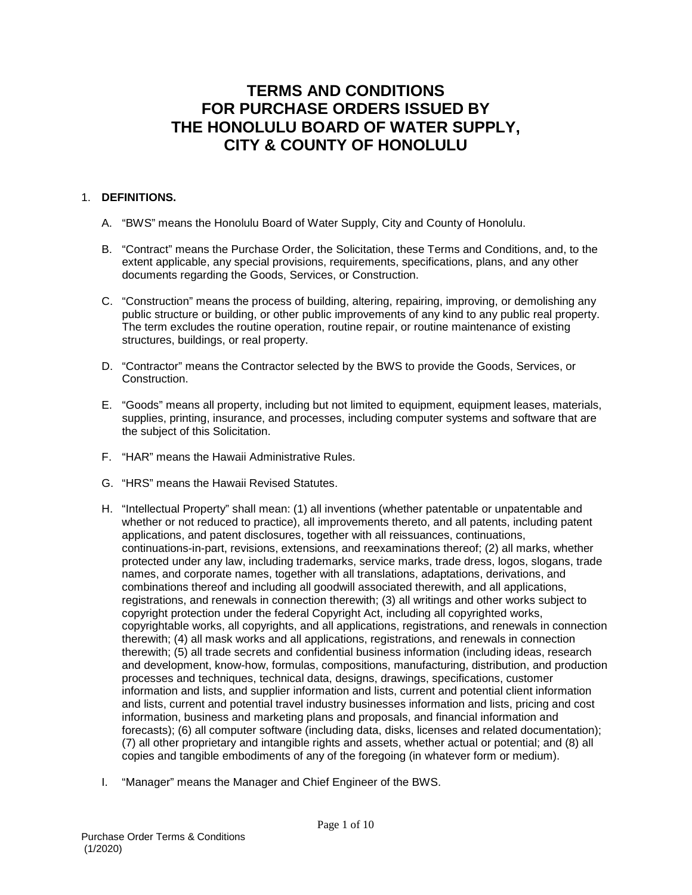# TERMS AND CONDITIONS FOR PURCHASE ORDERS ISSUED BY THE HONOLULU BOARD OF WATER SUPPLY, CITY & COUNTY OF HONOLULU

1. **DEFINITIONS.**

   A. "BWS" means the Honolulu Board of Water Supply, City and County of Honolulu.

   B. "Contract" means the Purchase Order, the Solicitation, these Terms and Conditions, and, to the extent applicable, any special provisions, requirements, specifications, plans, and any other documents regarding the Goods, Services, or Construction.

   C. "Construction" means the process of building, altering, repairing, improving, or demolishing any public structure or building, or other public improvements of any kind to any public real property. The term excludes the routine operation, routine repair, or routine maintenance of existing structures, buildings, or real property.

   D. "Contractor" means the Contractor selected by the BWS to provide the Goods, Services, or Construction.

   E. "Goods" means all property, including but not limited to equipment, equipment leases, materials, supplies, printing, insurance, and processes, including computer systems and software that are the subject of this Solicitation.

   F. "HAR" means the Hawaii Administrative Rules.

   G. "HRS" means the Hawaii Revised Statutes.

   H. "Intellectual Property" shall mean: (1) all inventions (whether patentable or unpatentable and whether or not reduced to practice), all improvements thereto, and all patents, including patent applications, and patent disclosures, together with all reissuances, continuations, continuations-in-part, revisions, extensions, and reexaminations thereof; (2) all marks, whether protected under any law, including trademarks, service marks, trade dress, logos, slogans, trade names, and corporate names, together with all translations, adaptations, derivations, and combinations thereof and including all goodwill associated therewith, and all applications, registrations, and renewals in connection therewith; (3) all writings and other works subject to copyright protection under the federal Copyright Act, including all copyrighted works, copyrightable works, all copyrights, and all applications, registrations, and renewals in connection therewith; (4) all mask works and all applications, registrations, and renewals in connection therewith; (5) all trade secrets and confidential business information (including ideas, research and development, know-how, formulas, compositions, manufacturing, distribution, and production processes and techniques, technical data, designs, drawings, specifications, customer information and lists, and supplier information and lists, current and potential client information and lists, current and potential travel industry businesses information and lists, pricing and cost information, business and marketing plans and proposals, and financial information and forecasts); (6) all computer software (including data, disks, licenses and related documentation); (7) all other proprietary and intangible rights and assets, whether actual or potential; and (8) all copies and tangible embodiments of any of the foregoing (in whatever form or medium).

   I. "Manager" means the Manager and Chief Engineer of the BWS.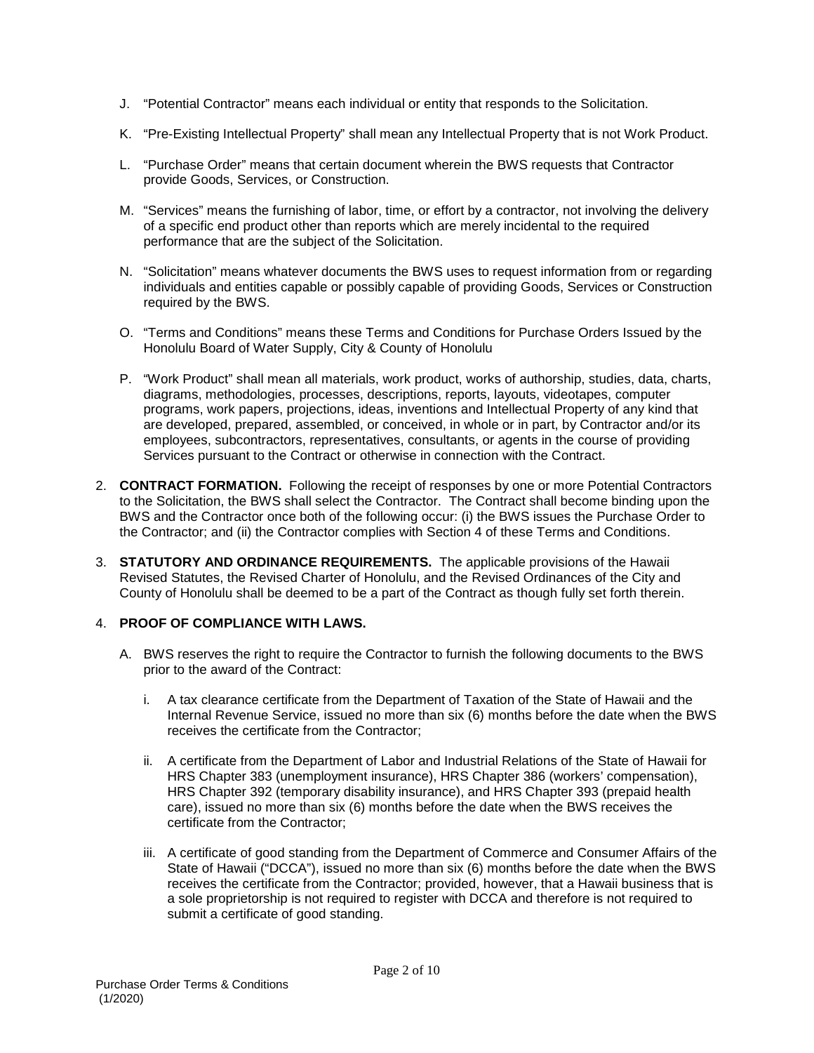J. "Potential Contractor" means each individual or entity that responds to the Solicitation.

K. "Pre-Existing Intellectual Property" shall mean any Intellectual Property that is not Work Product.

L. "Purchase Order" means that certain document wherein the BWS requests that Contractor provide Goods, Services, or Construction.

M. "Services" means the furnishing of labor, time, or effort by a contractor, not involving the delivery of a specific end product other than reports which are merely incidental to the required performance that are the subject of the Solicitation.

N. "Solicitation" means whatever documents the BWS uses to request information from or regarding individuals and entities capable or possibly capable of providing Goods, Services or Construction required by the BWS.

O. "Terms and Conditions" means these Terms and Conditions for Purchase Orders Issued by the Honolulu Board of Water Supply, City & County of Honolulu

P. "Work Product" shall mean all materials, work product, works of authorship, studies, data, charts, diagrams, methodologies, processes, descriptions, reports, layouts, videotapes, computer programs, work papers, projections, ideas, inventions and Intellectual Property of any kind that are developed, prepared, assembled, or conceived, in whole or in part, by Contractor and/or its employees, subcontractors, representatives, consultants, or agents in the course of providing Services pursuant to the Contract or otherwise in connection with the Contract.

2. **CONTRACT FORMATION.** Following the receipt of responses by one or more Potential Contractors to the Solicitation, the BWS shall select the Contractor. The Contract shall become binding upon the BWS and the Contractor once both of the following occur: (i) the BWS issues the Purchase Order to the Contractor; and (ii) the Contractor complies with Section 4 of these Terms and Conditions.

3. **STATUTORY AND ORDINANCE REQUIREMENTS.** The applicable provisions of the Hawaii Revised Statutes, the Revised Charter of Honolulu, and the Revised Ordinances of the City and County of Honolulu shall be deemed to be a part of the Contract as though fully set forth therein.

4. **PROOF OF COMPLIANCE WITH LAWS.**

   A. BWS reserves the right to require the Contractor to furnish the following documents to the BWS prior to the award of the Contract:

      i. A tax clearance certificate from the Department of Taxation of the State of Hawaii and the Internal Revenue Service, issued no more than six (6) months before the date when the BWS receives the certificate from the Contractor;

      ii. A certificate from the Department of Labor and Industrial Relations of the State of Hawaii for HRS Chapter 383 (unemployment insurance), HRS Chapter 386 (workers' compensation), HRS Chapter 392 (temporary disability insurance), and HRS Chapter 393 (prepaid health care), issued no more than six (6) months before the date when the BWS receives the certificate from the Contractor;

      iii. A certificate of good standing from the Department of Commerce and Consumer Affairs of the State of Hawaii ("DCCA"), issued no more than six (6) months before the date when the BWS receives the certificate from the Contractor; provided, however, that a Hawaii business that is a sole proprietorship is not required to register with DCCA and therefore is not required to submit a certificate of good standing.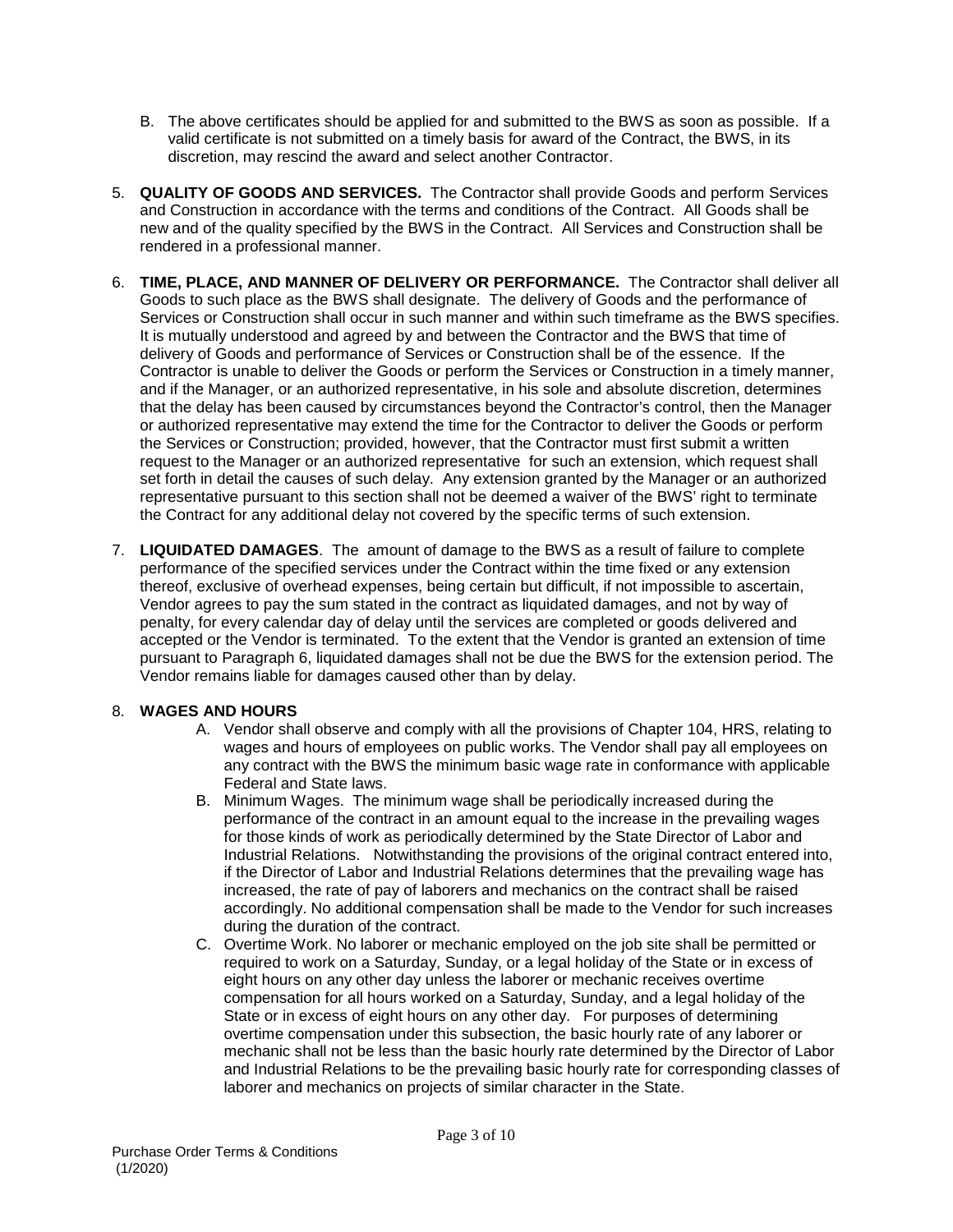B. The above certificates should be applied for and submitted to the BWS as soon as possible. If a valid certificate is not submitted on a timely basis for award of the Contract, the BWS, in its discretion, may rescind the award and select another Contractor.

5. **QUALITY OF GOODS AND SERVICES.** The Contractor shall provide Goods and perform Services and Construction in accordance with the terms and conditions of the Contract. All Goods shall be new and of the quality specified by the BWS in the Contract. All Services and Construction shall be rendered in a professional manner.

6. **TIME, PLACE, AND MANNER OF DELIVERY OR PERFORMANCE.** The Contractor shall deliver all Goods to such place as the BWS shall designate. The delivery of Goods and the performance of Services or Construction shall occur in such manner and within such timeframe as the BWS specifies. It is mutually understood and agreed by and between the Contractor and the BWS that time of delivery of Goods and performance of Services or Construction shall be of the essence. If the Contractor is unable to deliver the Goods or perform the Services or Construction in a timely manner, and if the Manager, or an authorized representative, in his sole and absolute discretion, determines that the delay has been caused by circumstances beyond the Contractor's control, then the Manager or authorized representative may extend the time for the Contractor to deliver the Goods or perform the Services or Construction; provided, however, that the Contractor must first submit a written request to the Manager or an authorized representative for such an extension, which request shall set forth in detail the causes of such delay. Any extension granted by the Manager or an authorized representative pursuant to this section shall not be deemed a waiver of the BWS' right to terminate the Contract for any additional delay not covered by the specific terms of such extension.

7. **LIQUIDATED DAMAGES**. The amount of damage to the BWS as a result of failure to complete performance of the specified services under the Contract within the time fixed or any extension thereof, exclusive of overhead expenses, being certain but difficult, if not impossible to ascertain, Vendor agrees to pay the sum stated in the contract as liquidated damages, and not by way of penalty, for every calendar day of delay until the services are completed or goods delivered and accepted or the Vendor is terminated. To the extent that the Vendor is granted an extension of time pursuant to Paragraph 6, liquidated damages shall not be due the BWS for the extension period. The Vendor remains liable for damages caused other than by delay.

8. **WAGES AND HOURS**
   A. Vendor shall observe and comply with all the provisions of Chapter 104, HRS, relating to wages and hours of employees on public works. The Vendor shall pay all employees on any contract with the BWS the minimum basic wage rate in conformance with applicable Federal and State laws.
   B. Minimum Wages. The minimum wage shall be periodically increased during the performance of the contract in an amount equal to the increase in the prevailing wages for those kinds of work as periodically determined by the State Director of Labor and Industrial Relations. Notwithstanding the provisions of the original contract entered into, if the Director of Labor and Industrial Relations determines that the prevailing wage has increased, the rate of pay of laborers and mechanics on the contract shall be raised accordingly. No additional compensation shall be made to the Vendor for such increases during the duration of the contract.
   C. Overtime Work. No laborer or mechanic employed on the job site shall be permitted or required to work on a Saturday, Sunday, or a legal holiday of the State or in excess of eight hours on any other day unless the laborer or mechanic receives overtime compensation for all hours worked on a Saturday, Sunday, and a legal holiday of the State or in excess of eight hours on any other day. For purposes of determining overtime compensation under this subsection, the basic hourly rate of any laborer or mechanic shall not be less than the basic hourly rate determined by the Director of Labor and Industrial Relations to be the prevailing basic hourly rate for corresponding classes of laborer and mechanics on projects of similar character in the State.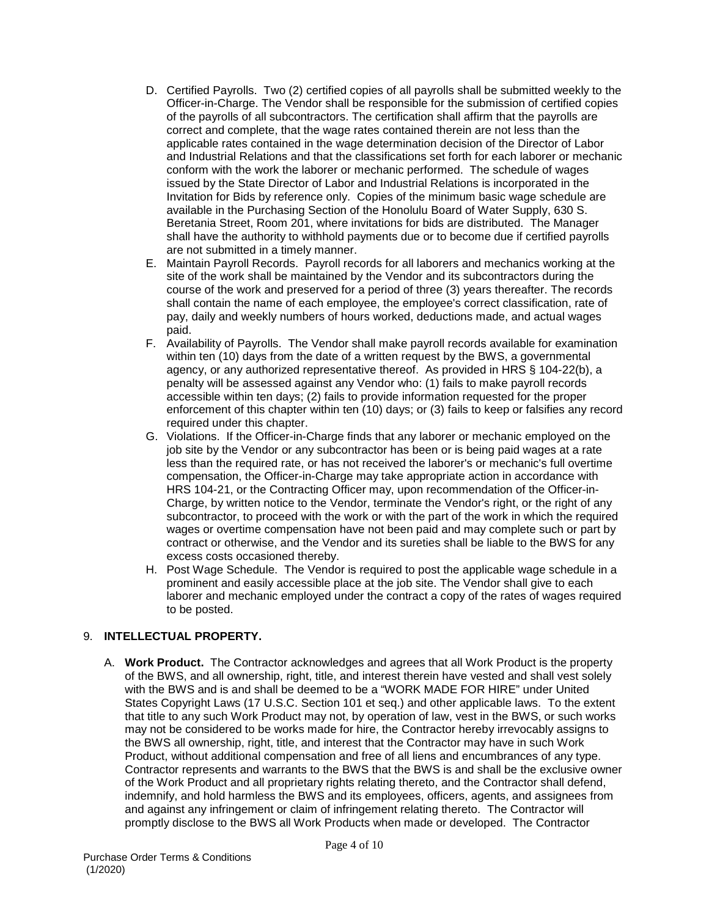D. Certified Payrolls. Two (2) certified copies of all payrolls shall be submitted weekly to the Officer-in-Charge. The Vendor shall be responsible for the submission of certified copies of the payrolls of all subcontractors. The certification shall affirm that the payrolls are correct and complete, that the wage rates contained therein are not less than the applicable rates contained in the wage determination decision of the Director of Labor and Industrial Relations and that the classifications set forth for each laborer or mechanic conform with the work the laborer or mechanic performed. The schedule of wages issued by the State Director of Labor and Industrial Relations is incorporated in the Invitation for Bids by reference only. Copies of the minimum basic wage schedule are available in the Purchasing Section of the Honolulu Board of Water Supply, 630 S. Beretania Street, Room 201, where invitations for bids are distributed. The Manager shall have the authority to withhold payments due or to become due if certified payrolls are not submitted in a timely manner.

E. Maintain Payroll Records. Payroll records for all laborers and mechanics working at the site of the work shall be maintained by the Vendor and its subcontractors during the course of the work and preserved for a period of three (3) years thereafter. The records shall contain the name of each employee, the employee's correct classification, rate of pay, daily and weekly numbers of hours worked, deductions made, and actual wages paid.

F. Availability of Payrolls. The Vendor shall make payroll records available for examination within ten (10) days from the date of a written request by the BWS, a governmental agency, or any authorized representative thereof. As provided in HRS § 104-22(b), a penalty will be assessed against any Vendor who: (1) fails to make payroll records accessible within ten days; (2) fails to provide information requested for the proper enforcement of this chapter within ten (10) days; or (3) fails to keep or falsifies any record required under this chapter.

G. Violations. If the Officer-in-Charge finds that any laborer or mechanic employed on the job site by the Vendor or any subcontractor has been or is being paid wages at a rate less than the required rate, or has not received the laborer's or mechanic's full overtime compensation, the Officer-in-Charge may take appropriate action in accordance with HRS 104-21, or the Contracting Officer may, upon recommendation of the Officer-in-Charge, by written notice to the Vendor, terminate the Vendor's right, or the right of any subcontractor, to proceed with the work or with the part of the work in which the required wages or overtime compensation have not been paid and may complete such or part by contract or otherwise, and the Vendor and its sureties shall be liable to the BWS for any excess costs occasioned thereby.

H. Post Wage Schedule. The Vendor is required to post the applicable wage schedule in a prominent and easily accessible place at the job site. The Vendor shall give to each laborer and mechanic employed under the contract a copy of the rates of wages required to be posted.

## 9. **INTELLECTUAL PROPERTY.**

A. **Work Product.** The Contractor acknowledges and agrees that all Work Product is the property of the BWS, and all ownership, right, title, and interest therein have vested and shall vest solely with the BWS and is and shall be deemed to be a "WORK MADE FOR HIRE" under United States Copyright Laws (17 U.S.C. Section 101 et seq.) and other applicable laws. To the extent that title to any such Work Product may not, by operation of law, vest in the BWS, or such works may not be considered to be works made for hire, the Contractor hereby irrevocably assigns to the BWS all ownership, right, title, and interest that the Contractor may have in such Work Product, without additional compensation and free of all liens and encumbrances of any type. Contractor represents and warrants to the BWS that the BWS is and shall be the exclusive owner of the Work Product and all proprietary rights relating thereto, and the Contractor shall defend, indemnify, and hold harmless the BWS and its employees, officers, agents, and assignees from and against any infringement or claim of infringement relating thereto. The Contractor will promptly disclose to the BWS all Work Products when made or developed. The Contractor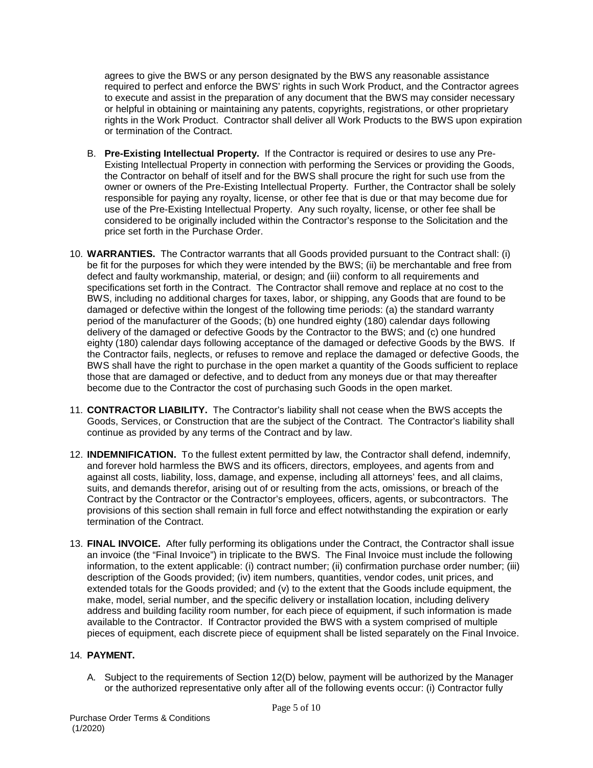agrees to give the BWS or any person designated by the BWS any reasonable assistance required to perfect and enforce the BWS' rights in such Work Product, and the Contractor agrees to execute and assist in the preparation of any document that the BWS may consider necessary or helpful in obtaining or maintaining any patents, copyrights, registrations, or other proprietary rights in the Work Product. Contractor shall deliver all Work Products to the BWS upon expiration or termination of the Contract.

B. **Pre-Existing Intellectual Property.** If the Contractor is required or desires to use any Pre-Existing Intellectual Property in connection with performing the Services or providing the Goods, the Contractor on behalf of itself and for the BWS shall procure the right for such use from the owner or owners of the Pre-Existing Intellectual Property. Further, the Contractor shall be solely responsible for paying any royalty, license, or other fee that is due or that may become due for use of the Pre-Existing Intellectual Property. Any such royalty, license, or other fee shall be considered to be originally included within the Contractor's response to the Solicitation and the price set forth in the Purchase Order.

10. **WARRANTIES.** The Contractor warrants that all Goods provided pursuant to the Contract shall: (i) be fit for the purposes for which they were intended by the BWS; (ii) be merchantable and free from defect and faulty workmanship, material, or design; and (iii) conform to all requirements and specifications set forth in the Contract. The Contractor shall remove and replace at no cost to the BWS, including no additional charges for taxes, labor, or shipping, any Goods that are found to be damaged or defective within the longest of the following time periods: (a) the standard warranty period of the manufacturer of the Goods; (b) one hundred eighty (180) calendar days following delivery of the damaged or defective Goods by the Contractor to the BWS; and (c) one hundred eighty (180) calendar days following acceptance of the damaged or defective Goods by the BWS. If the Contractor fails, neglects, or refuses to remove and replace the damaged or defective Goods, the BWS shall have the right to purchase in the open market a quantity of the Goods sufficient to replace those that are damaged or defective, and to deduct from any moneys due or that may thereafter become due to the Contractor the cost of purchasing such Goods in the open market.

11. **CONTRACTOR LIABILITY.** The Contractor's liability shall not cease when the BWS accepts the Goods, Services, or Construction that are the subject of the Contract. The Contractor's liability shall continue as provided by any terms of the Contract and by law.

12. **INDEMNIFICATION.** To the fullest extent permitted by law, the Contractor shall defend, indemnify, and forever hold harmless the BWS and its officers, directors, employees, and agents from and against all costs, liability, loss, damage, and expense, including all attorneys' fees, and all claims, suits, and demands therefor, arising out of or resulting from the acts, omissions, or breach of the Contract by the Contractor or the Contractor's employees, officers, agents, or subcontractors. The provisions of this section shall remain in full force and effect notwithstanding the expiration or early termination of the Contract.

13. **FINAL INVOICE.** After fully performing its obligations under the Contract, the Contractor shall issue an invoice (the "Final Invoice") in triplicate to the BWS. The Final Invoice must include the following information, to the extent applicable: (i) contract number; (ii) confirmation purchase order number; (iii) description of the Goods provided; (iv) item numbers, quantities, vendor codes, unit prices, and extended totals for the Goods provided; and (v) to the extent that the Goods include equipment, the make, model, serial number, and the specific delivery or installation location, including delivery address and building facility room number, for each piece of equipment, if such information is made available to the Contractor. If Contractor provided the BWS with a system comprised of multiple pieces of equipment, each discrete piece of equipment shall be listed separately on the Final Invoice.

14. **PAYMENT.**

A. Subject to the requirements of Section 12(D) below, payment will be authorized by the Manager or the authorized representative only after all of the following events occur: (i) Contractor fully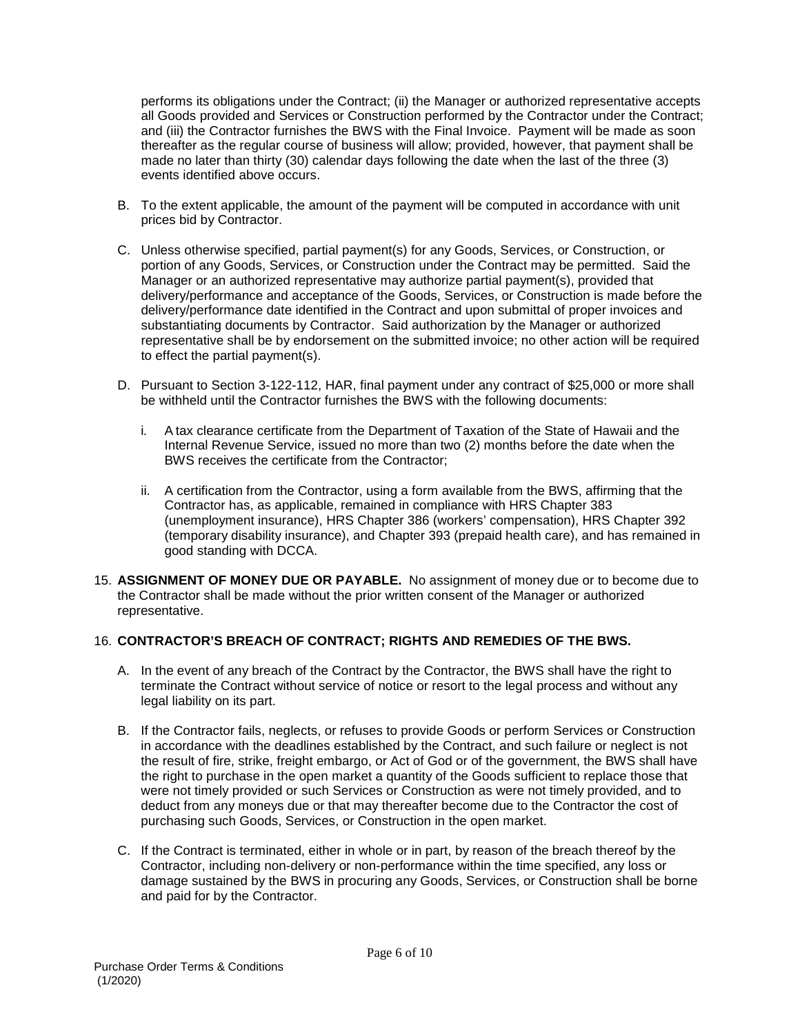performs its obligations under the Contract; (ii) the Manager or authorized representative accepts all Goods provided and Services or Construction performed by the Contractor under the Contract; and (iii) the Contractor furnishes the BWS with the Final Invoice. Payment will be made as soon thereafter as the regular course of business will allow; provided, however, that payment shall be made no later than thirty (30) calendar days following the date when the last of the three (3) events identified above occurs.

B. To the extent applicable, the amount of the payment will be computed in accordance with unit prices bid by Contractor.

C. Unless otherwise specified, partial payment(s) for any Goods, Services, or Construction, or portion of any Goods, Services, or Construction under the Contract may be permitted. Said the Manager or an authorized representative may authorize partial payment(s), provided that delivery/performance and acceptance of the Goods, Services, or Construction is made before the delivery/performance date identified in the Contract and upon submittal of proper invoices and substantiating documents by Contractor. Said authorization by the Manager or authorized representative shall be by endorsement on the submitted invoice; no other action will be required to effect the partial payment(s).

D. Pursuant to Section 3-122-112, HAR, final payment under any contract of $25,000 or more shall be withheld until the Contractor furnishes the BWS with the following documents:

   i. A tax clearance certificate from the Department of Taxation of the State of Hawaii and the Internal Revenue Service, issued no more than two (2) months before the date when the BWS receives the certificate from the Contractor;

   ii. A certification from the Contractor, using a form available from the BWS, affirming that the Contractor has, as applicable, remained in compliance with HRS Chapter 383 (unemployment insurance), HRS Chapter 386 (workers' compensation), HRS Chapter 392 (temporary disability insurance), and Chapter 393 (prepaid health care), and has remained in good standing with DCCA.

15. **ASSIGNMENT OF MONEY DUE OR PAYABLE.** No assignment of money due or to become due to the Contractor shall be made without the prior written consent of the Manager or authorized representative.

16. **CONTRACTOR'S BREACH OF CONTRACT; RIGHTS AND REMEDIES OF THE BWS.**

A. In the event of any breach of the Contract by the Contractor, the BWS shall have the right to terminate the Contract without service of notice or resort to the legal process and without any legal liability on its part.

B. If the Contractor fails, neglects, or refuses to provide Goods or perform Services or Construction in accordance with the deadlines established by the Contract, and such failure or neglect is not the result of fire, strike, freight embargo, or Act of God or of the government, the BWS shall have the right to purchase in the open market a quantity of the Goods sufficient to replace those that were not timely provided or such Services or Construction as were not timely provided, and to deduct from any moneys due or that may thereafter become due to the Contractor the cost of purchasing such Goods, Services, or Construction in the open market.

C. If the Contract is terminated, either in whole or in part, by reason of the breach thereof by the Contractor, including non-delivery or non-performance within the time specified, any loss or damage sustained by the BWS in procuring any Goods, Services, or Construction shall be borne and paid for by the Contractor.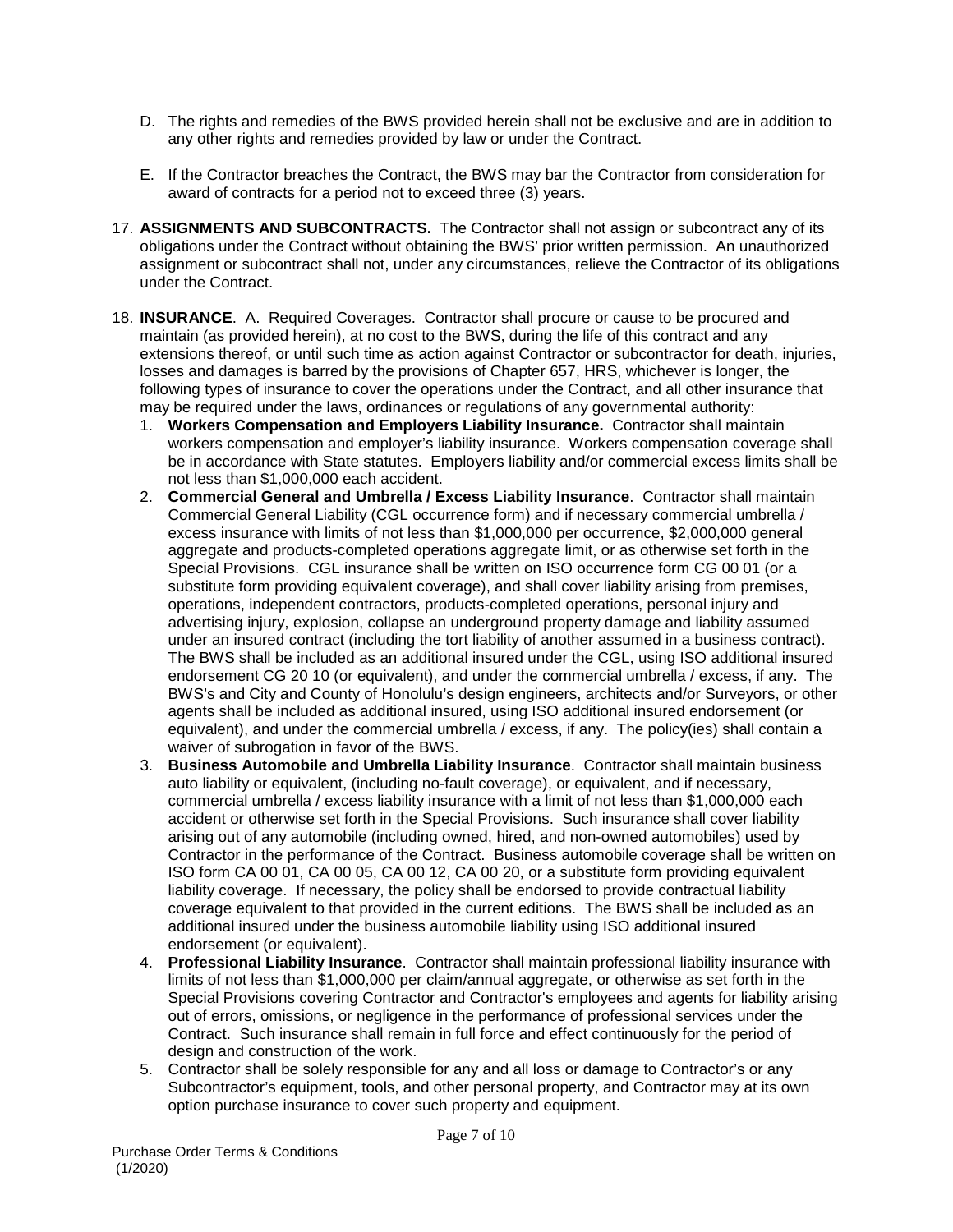D. The rights and remedies of the BWS provided herein shall not be exclusive and are in addition to any other rights and remedies provided by law or under the Contract.

E. If the Contractor breaches the Contract, the BWS may bar the Contractor from consideration for award of contracts for a period not to exceed three (3) years.

17. **ASSIGNMENTS AND SUBCONTRACTS.** The Contractor shall not assign or subcontract any of its obligations under the Contract without obtaining the BWS' prior written permission. An unauthorized assignment or subcontract shall not, under any circumstances, relieve the Contractor of its obligations under the Contract.

18. **INSURANCE**. A. Required Coverages. Contractor shall procure or cause to be procured and maintain (as provided herein), at no cost to the BWS, during the life of this contract and any extensions thereof, or until such time as action against Contractor or subcontractor for death, injuries, losses and damages is barred by the provisions of Chapter 657, HRS, whichever is longer, the following types of insurance to cover the operations under the Contract, and all other insurance that may be required under the laws, ordinances or regulations of any governmental authority:
    1. **Workers Compensation and Employers Liability Insurance.** Contractor shall maintain workers compensation and employer's liability insurance. Workers compensation coverage shall be in accordance with State statutes. Employers liability and/or commercial excess limits shall be not less than $1,000,000 each accident.
    2. **Commercial General and Umbrella / Excess Liability Insurance**. Contractor shall maintain Commercial General Liability (CGL occurrence form) and if necessary commercial umbrella / excess insurance with limits of not less than $1,000,000 per occurrence, $2,000,000 general aggregate and products-completed operations aggregate limit, or as otherwise set forth in the Special Provisions. CGL insurance shall be written on ISO occurrence form CG 00 01 (or a substitute form providing equivalent coverage), and shall cover liability arising from premises, operations, independent contractors, products-completed operations, personal injury and advertising injury, explosion, collapse an underground property damage and liability assumed under an insured contract (including the tort liability of another assumed in a business contract). The BWS shall be included as an additional insured under the CGL, using ISO additional insured endorsement CG 20 10 (or equivalent), and under the commercial umbrella / excess, if any. The BWS's and City and County of Honolulu's design engineers, architects and/or Surveyors, or other agents shall be included as additional insured, using ISO additional insured endorsement (or equivalent), and under the commercial umbrella / excess, if any. The policy(ies) shall contain a waiver of subrogation in favor of the BWS.
    3. **Business Automobile and Umbrella Liability Insurance**. Contractor shall maintain business auto liability or equivalent, (including no-fault coverage), or equivalent, and if necessary, commercial umbrella / excess liability insurance with a limit of not less than $1,000,000 each accident or otherwise set forth in the Special Provisions. Such insurance shall cover liability arising out of any automobile (including owned, hired, and non-owned automobiles) used by Contractor in the performance of the Contract. Business automobile coverage shall be written on ISO form CA 00 01, CA 00 05, CA 00 12, CA 00 20, or a substitute form providing equivalent liability coverage. If necessary, the policy shall be endorsed to provide contractual liability coverage equivalent to that provided in the current editions. The BWS shall be included as an additional insured under the business automobile liability using ISO additional insured endorsement (or equivalent).
    4. **Professional Liability Insurance**. Contractor shall maintain professional liability insurance with limits of not less than $1,000,000 per claim/annual aggregate, or otherwise as set forth in the Special Provisions covering Contractor and Contractor's employees and agents for liability arising out of errors, omissions, or negligence in the performance of professional services under the Contract. Such insurance shall remain in full force and effect continuously for the period of design and construction of the work.
    5. Contractor shall be solely responsible for any and all loss or damage to Contractor's or any Subcontractor's equipment, tools, and other personal property, and Contractor may at its own option purchase insurance to cover such property and equipment.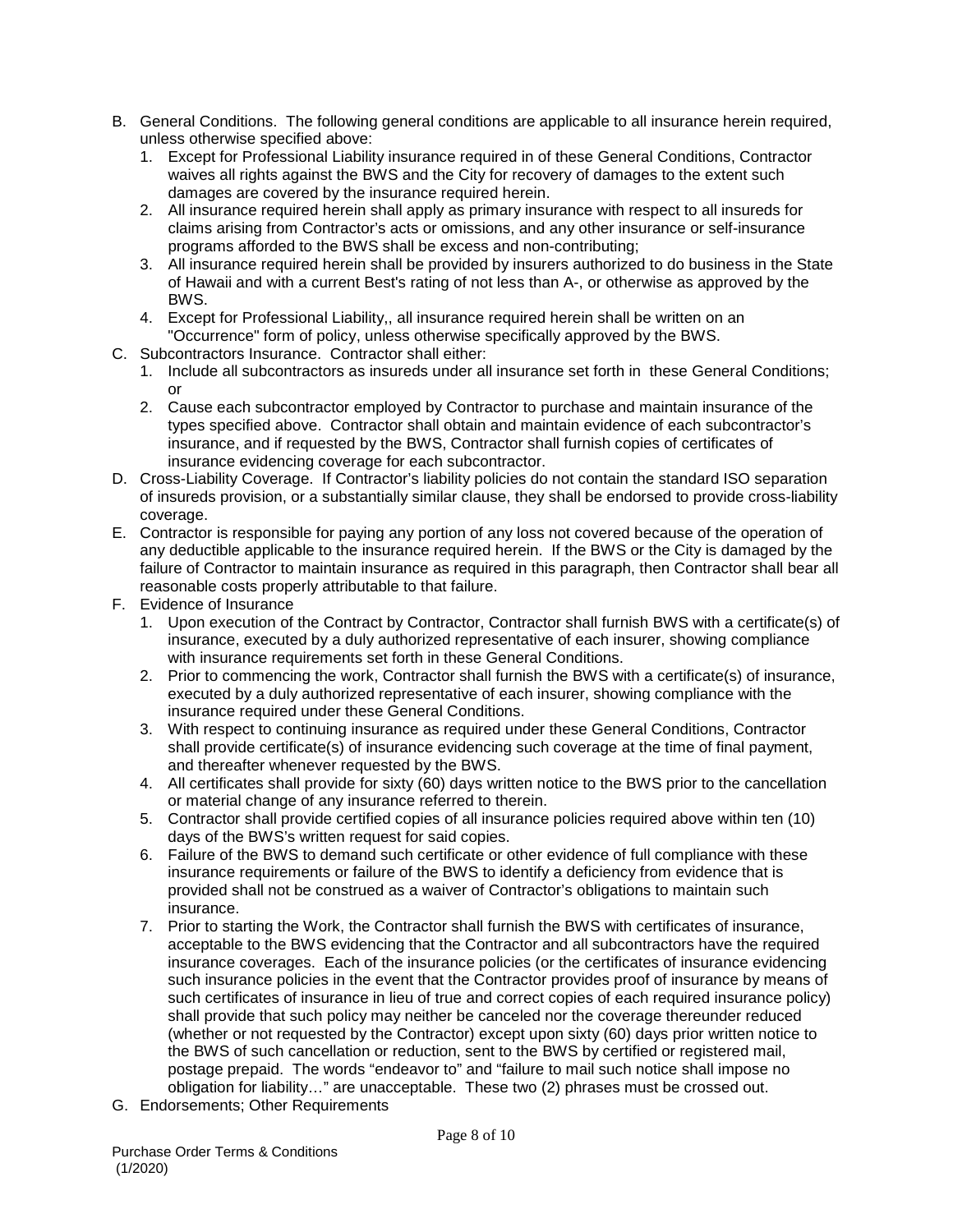B. General Conditions. The following general conditions are applicable to all insurance herein required, unless otherwise specified above:
   1. Except for Professional Liability insurance required in of these General Conditions, Contractor waives all rights against the BWS and the City for recovery of damages to the extent such damages are covered by the insurance required herein.
   2. All insurance required herein shall apply as primary insurance with respect to all insureds for claims arising from Contractor's acts or omissions, and any other insurance or self-insurance programs afforded to the BWS shall be excess and non-contributing;
   3. All insurance required herein shall be provided by insurers authorized to do business in the State of Hawaii and with a current Best's rating of not less than A-, or otherwise as approved by the BWS.
   4. Except for Professional Liability,, all insurance required herein shall be written on an "Occurrence" form of policy, unless otherwise specifically approved by the BWS.

C. Subcontractors Insurance. Contractor shall either:
   1. Include all subcontractors as insureds under all insurance set forth in these General Conditions; or
   2. Cause each subcontractor employed by Contractor to purchase and maintain insurance of the types specified above. Contractor shall obtain and maintain evidence of each subcontractor's insurance, and if requested by the BWS, Contractor shall furnish copies of certificates of insurance evidencing coverage for each subcontractor.

D. Cross-Liability Coverage. If Contractor's liability policies do not contain the standard ISO separation of insureds provision, or a substantially similar clause, they shall be endorsed to provide cross-liability coverage.

E. Contractor is responsible for paying any portion of any loss not covered because of the operation of any deductible applicable to the insurance required herein. If the BWS or the City is damaged by the failure of Contractor to maintain insurance as required in this paragraph, then Contractor shall bear all reasonable costs properly attributable to that failure.

F. Evidence of Insurance
   1. Upon execution of the Contract by Contractor, Contractor shall furnish BWS with a certificate(s) of insurance, executed by a duly authorized representative of each insurer, showing compliance with insurance requirements set forth in these General Conditions.
   2. Prior to commencing the work, Contractor shall furnish the BWS with a certificate(s) of insurance, executed by a duly authorized representative of each insurer, showing compliance with the insurance required under these General Conditions.
   3. With respect to continuing insurance as required under these General Conditions, Contractor shall provide certificate(s) of insurance evidencing such coverage at the time of final payment, and thereafter whenever requested by the BWS.
   4. All certificates shall provide for sixty (60) days written notice to the BWS prior to the cancellation or material change of any insurance referred to therein.
   5. Contractor shall provide certified copies of all insurance policies required above within ten (10) days of the BWS's written request for said copies.
   6. Failure of the BWS to demand such certificate or other evidence of full compliance with these insurance requirements or failure of the BWS to identify a deficiency from evidence that is provided shall not be construed as a waiver of Contractor's obligations to maintain such insurance.
   7. Prior to starting the Work, the Contractor shall furnish the BWS with certificates of insurance, acceptable to the BWS evidencing that the Contractor and all subcontractors have the required insurance coverages. Each of the insurance policies (or the certificates of insurance evidencing such insurance policies in the event that the Contractor provides proof of insurance by means of such certificates of insurance in lieu of true and correct copies of each required insurance policy) shall provide that such policy may neither be canceled nor the coverage thereunder reduced (whether or not requested by the Contractor) except upon sixty (60) days prior written notice to the BWS of such cancellation or reduction, sent to the BWS by certified or registered mail, postage prepaid. The words "endeavor to" and "failure to mail such notice shall impose no obligation for liability…" are unacceptable. These two (2) phrases must be crossed out.

G. Endorsements; Other Requirements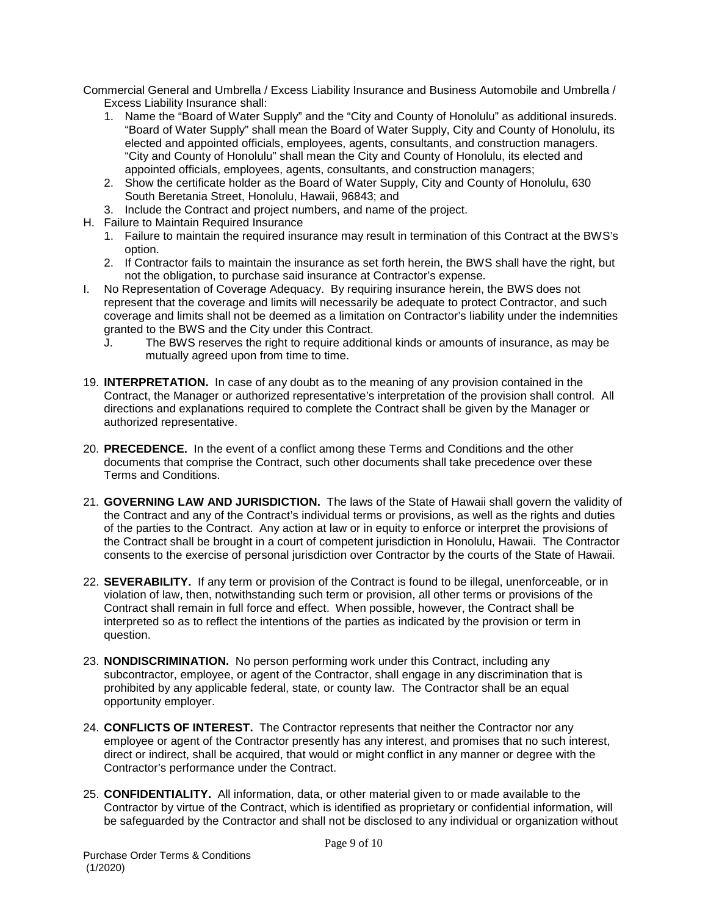Commercial General and Umbrella / Excess Liability Insurance and Business Automobile and Umbrella / Excess Liability Insurance shall:

1. Name the "Board of Water Supply" and the "City and County of Honolulu" as additional insureds. "Board of Water Supply" shall mean the Board of Water Supply, City and County of Honolulu, its elected and appointed officials, employees, agents, consultants, and construction managers. "City and County of Honolulu" shall mean the City and County of Honolulu, its elected and appointed officials, employees, agents, consultants, and construction managers;
2. Show the certificate holder as the Board of Water Supply, City and County of Honolulu, 630 South Beretania Street, Honolulu, Hawaii, 96843; and
3. Include the Contract and project numbers, and name of the project.

H. Failure to Maintain Required Insurance
   1. Failure to maintain the required insurance may result in termination of this Contract at the BWS's option.
   2. If Contractor fails to maintain the insurance as set forth herein, the BWS shall have the right, but not the obligation, to purchase said insurance at Contractor's expense.

I. No Representation of Coverage Adequacy. By requiring insurance herein, the BWS does not represent that the coverage and limits will necessarily be adequate to protect Contractor, and such coverage and limits shall not be deemed as a limitation on Contractor's liability under the indemnities granted to the BWS and the City under this Contract.

J. The BWS reserves the right to require additional kinds or amounts of insurance, as may be mutually agreed upon from time to time.

19. **INTERPRETATION.** In case of any doubt as to the meaning of any provision contained in the Contract, the Manager or authorized representative's interpretation of the provision shall control. All directions and explanations required to complete the Contract shall be given by the Manager or authorized representative.

20. **PRECEDENCE.** In the event of a conflict among these Terms and Conditions and the other documents that comprise the Contract, such other documents shall take precedence over these Terms and Conditions.

21. **GOVERNING LAW AND JURISDICTION.** The laws of the State of Hawaii shall govern the validity of the Contract and any of the Contract's individual terms or provisions, as well as the rights and duties of the parties to the Contract. Any action at law or in equity to enforce or interpret the provisions of the Contract shall be brought in a court of competent jurisdiction in Honolulu, Hawaii. The Contractor consents to the exercise of personal jurisdiction over Contractor by the courts of the State of Hawaii.

22. **SEVERABILITY.** If any term or provision of the Contract is found to be illegal, unenforceable, or in violation of law, then, notwithstanding such term or provision, all other terms or provisions of the Contract shall remain in full force and effect. When possible, however, the Contract shall be interpreted so as to reflect the intentions of the parties as indicated by the provision or term in question.

23. **NONDISCRIMINATION.** No person performing work under this Contract, including any subcontractor, employee, or agent of the Contractor, shall engage in any discrimination that is prohibited by any applicable federal, state, or county law. The Contractor shall be an equal opportunity employer.

24. **CONFLICTS OF INTEREST.** The Contractor represents that neither the Contractor nor any employee or agent of the Contractor presently has any interest, and promises that no such interest, direct or indirect, shall be acquired, that would or might conflict in any manner or degree with the Contractor's performance under the Contract.

25. **CONFIDENTIALITY.** All information, data, or other material given to or made available to the Contractor by virtue of the Contract, which is identified as proprietary or confidential information, will be safeguarded by the Contractor and shall not be disclosed to any individual or organization without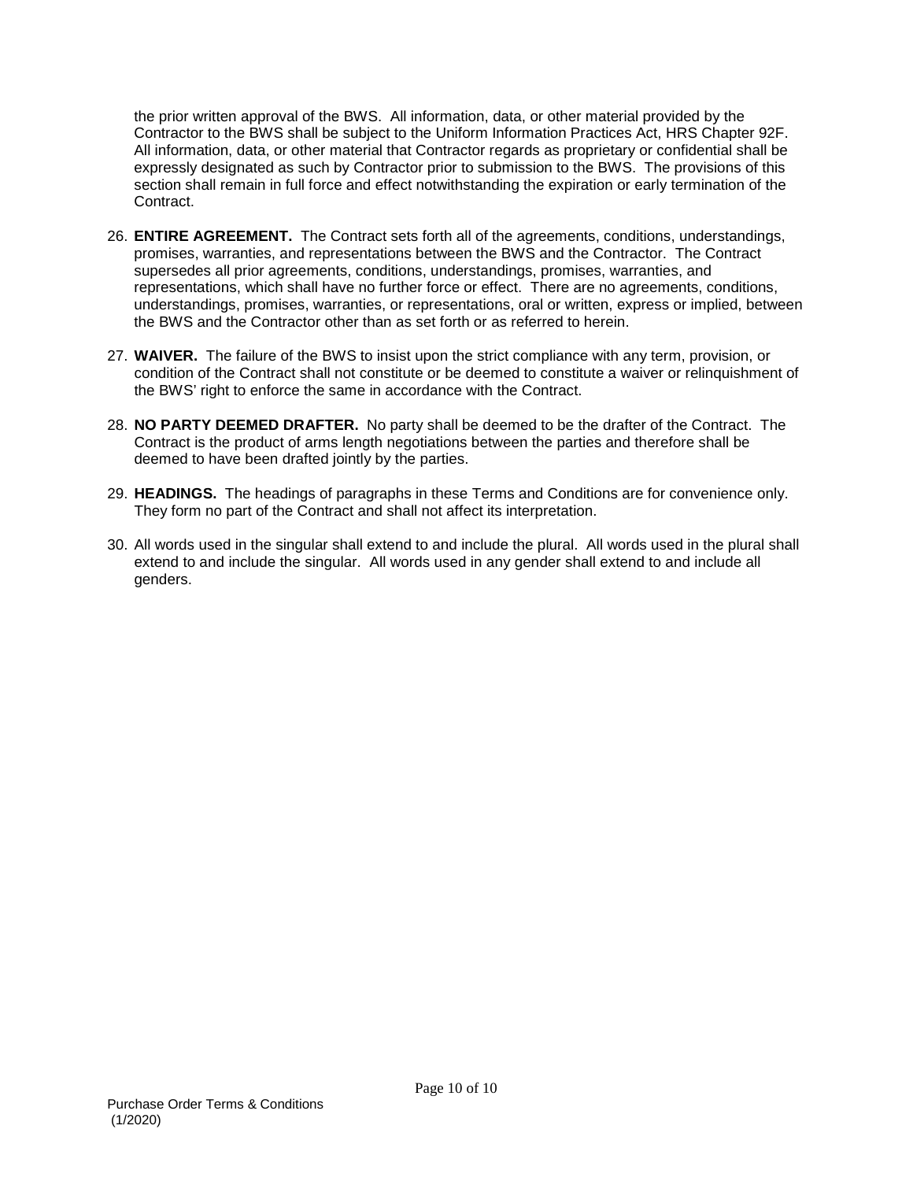the prior written approval of the BWS. All information, data, or other material provided by the Contractor to the BWS shall be subject to the Uniform Information Practices Act, HRS Chapter 92F. All information, data, or other material that Contractor regards as proprietary or confidential shall be expressly designated as such by Contractor prior to submission to the BWS. The provisions of this section shall remain in full force and effect notwithstanding the expiration or early termination of the Contract.

26. **ENTIRE AGREEMENT.** The Contract sets forth all of the agreements, conditions, understandings, promises, warranties, and representations between the BWS and the Contractor. The Contract supersedes all prior agreements, conditions, understandings, promises, warranties, and representations, which shall have no further force or effect. There are no agreements, conditions, understandings, promises, warranties, or representations, oral or written, express or implied, between the BWS and the Contractor other than as set forth or as referred to herein.

27. **WAIVER.** The failure of the BWS to insist upon the strict compliance with any term, provision, or condition of the Contract shall not constitute or be deemed to constitute a waiver or relinquishment of the BWS' right to enforce the same in accordance with the Contract.

28. **NO PARTY DEEMED DRAFTER.** No party shall be deemed to be the drafter of the Contract. The Contract is the product of arms length negotiations between the parties and therefore shall be deemed to have been drafted jointly by the parties.

29. **HEADINGS.** The headings of paragraphs in these Terms and Conditions are for convenience only. They form no part of the Contract and shall not affect its interpretation.

30. All words used in the singular shall extend to and include the plural. All words used in the plural shall extend to and include the singular. All words used in any gender shall extend to and include all genders.